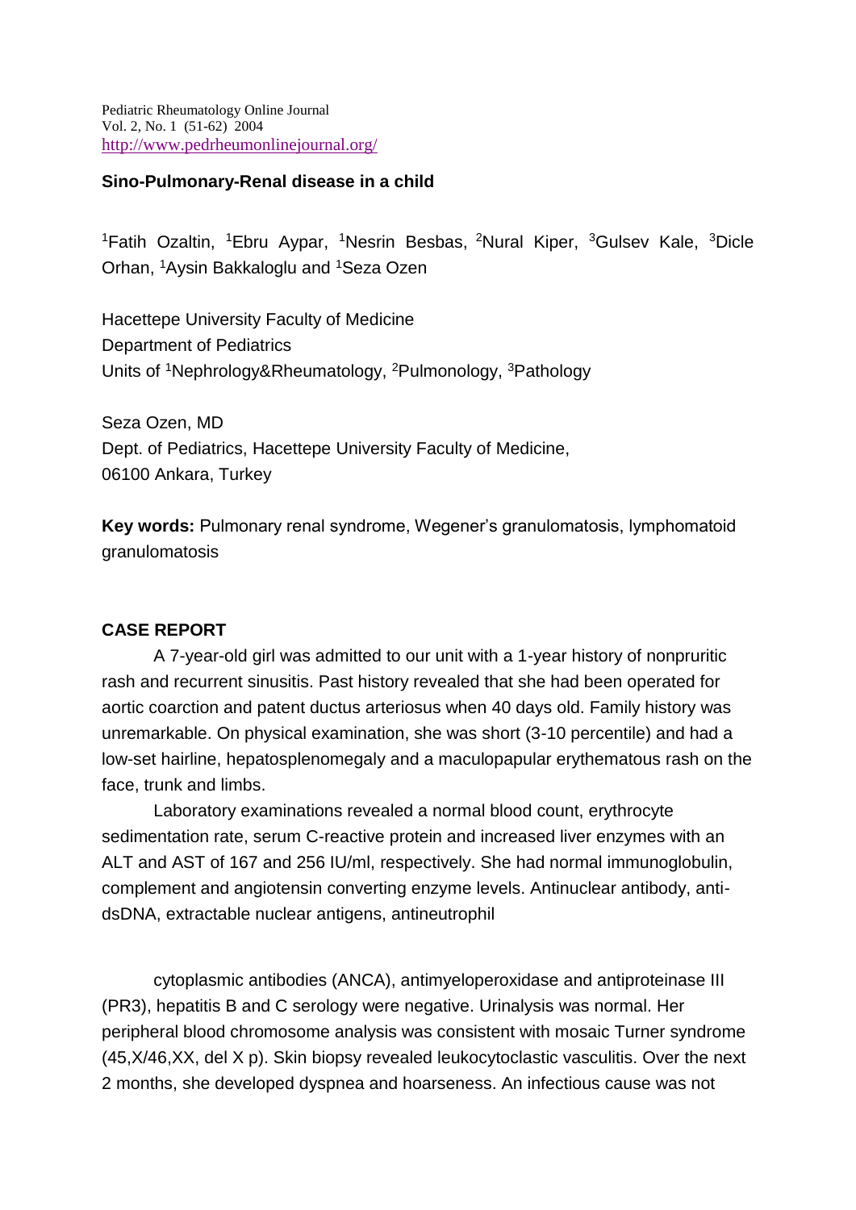# Sino-Pulmonary-Renal disease in a child

[1]Fatih Ozaltin, [1]Ebru Aypar, [1]Nesrin Besbas, [2]Nural Kiper, [3]Gulsev Kale, [3]Dicle Orhan, [1]Aysin Bakkaloglu and [1]Seza Ozen

Hacettepe University Faculty of Medicine
Department of Pediatrics
Units of [1]Nephrology&Rheumatology, [2]Pulmonology, [3]Pathology

Seza Ozen, MD
Dept. of Pediatrics, Hacettepe University Faculty of Medicine,
06100 Ankara, Turkey

**Key words:** Pulmonary renal syndrome, Wegener's granulomatosis, lymphomatoid granulomatosis

## CASE REPORT

A 7-year-old girl was admitted to our unit with a 1-year history of nonpruritic rash and recurrent sinusitis. Past history revealed that she had been operated for aortic coarction and patent ductus arteriosus when 40 days old. Family history was unremarkable. On physical examination, she was short (3-10 percentile) and had a low-set hairline, hepatosplenomegaly and a maculopapular erythematous rash on the face, trunk and limbs.

Laboratory examinations revealed a normal blood count, erythrocyte sedimentation rate, serum C-reactive protein and increased liver enzymes with an ALT and AST of 167 and 256 IU/ml, respectively. She had normal immunoglobulin, complement and angiotensin converting enzyme levels. Antinuclear antibody, anti-dsDNA, extractable nuclear antigens, antineutrophil cytoplasmic antibodies (ANCA), antimyeloperoxidase and antiproteinase III (PR3), hepatitis B and C serology were negative. Urinalysis was normal. Her peripheral blood chromosome analysis was consistent with mosaic Turner syndrome (45,X/46,XX, del X p). Skin biopsy revealed leukocytoclastic vasculitis. Over the next 2 months, she developed dyspnea and hoarseness. An infectious cause was not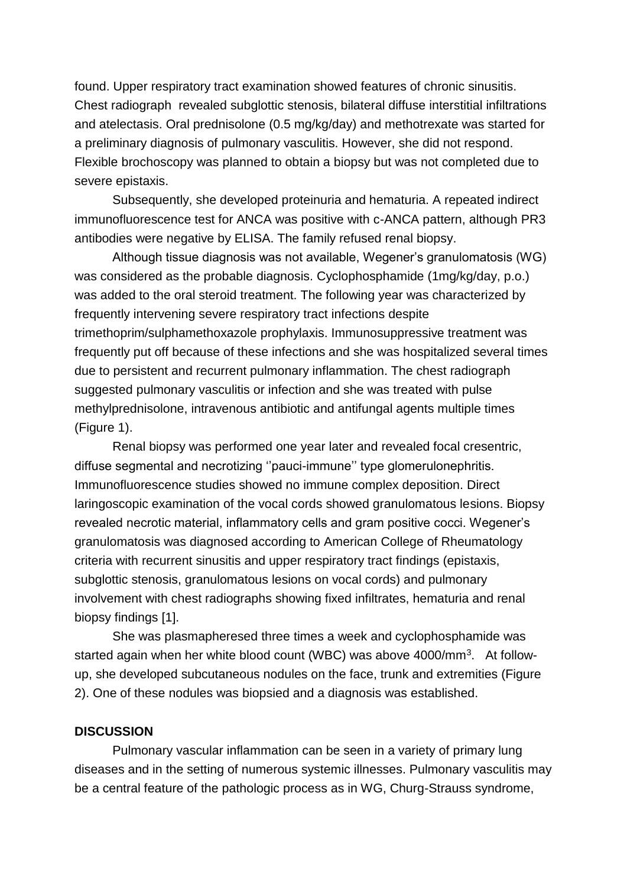found. Upper respiratory tract examination showed features of chronic sinusitis. Chest radiograph revealed subglottic stenosis, bilateral diffuse interstitial infiltrations and atelectasis. Oral prednisolone (0.5 mg/kg/day) and methotrexate was started for a preliminary diagnosis of pulmonary vasculitis. However, she did not respond. Flexible brochoscopy was planned to obtain a biopsy but was not completed due to severe epistaxis.

Subsequently, she developed proteinuria and hematuria. A repeated indirect immunofluorescence test for ANCA was positive with c-ANCA pattern, although PR3 antibodies were negative by ELISA. The family refused renal biopsy.

Although tissue diagnosis was not available, Wegener's granulomatosis (WG) was considered as the probable diagnosis. Cyclophosphamide (1mg/kg/day, p.o.) was added to the oral steroid treatment. The following year was characterized by frequently intervening severe respiratory tract infections despite trimethoprim/sulphamethoxazole prophylaxis. Immunosuppressive treatment was frequently put off because of these infections and she was hospitalized several times due to persistent and recurrent pulmonary inflammation. The chest radiograph suggested pulmonary vasculitis or infection and she was treated with pulse methylprednisolone, intravenous antibiotic and antifungal agents multiple times (Figure 1).

Renal biopsy was performed one year later and revealed focal cresentric, diffuse segmental and necrotizing ''pauci-immune'' type glomerulonephritis. Immunofluorescence studies showed no immune complex deposition. Direct laringoscopic examination of the vocal cords showed granulomatous lesions. Biopsy revealed necrotic material, inflammatory cells and gram positive cocci. Wegener's granulomatosis was diagnosed according to American College of Rheumatology criteria with recurrent sinusitis and upper respiratory tract findings (epistaxis, subglottic stenosis, granulomatous lesions on vocal cords) and pulmonary involvement with chest radiographs showing fixed infiltrates, hematuria and renal biopsy findings [1].

She was plasmapheresed three times a week and cyclophosphamide was started again when her white blood count (WBC) was above 4000/mm$^3$. At follow-up, she developed subcutaneous nodules on the face, trunk and extremities (Figure 2). One of these nodules was biopsied and a diagnosis was established.

## DISCUSSION

Pulmonary vascular inflammation can be seen in a variety of primary lung diseases and in the setting of numerous systemic illnesses. Pulmonary vasculitis may be a central feature of the pathologic process as in WG, Churg-Strauss syndrome,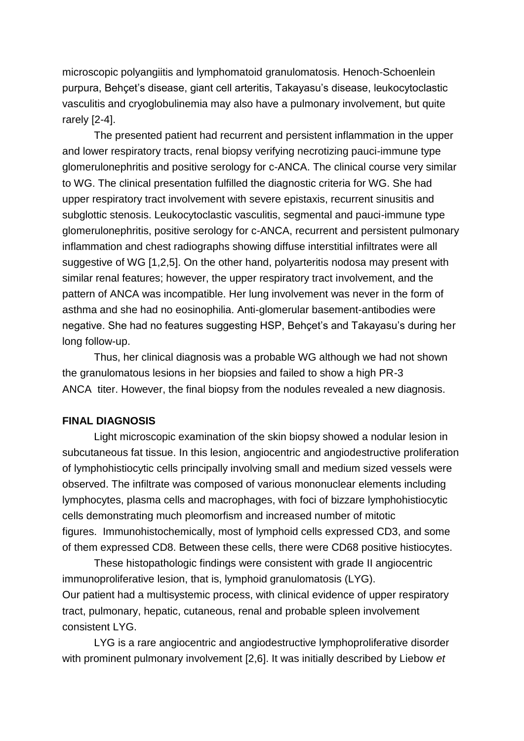microscopic polyangiitis and lymphomatoid granulomatosis. Henoch-Schoenlein purpura, Behçet's disease, giant cell arteritis, Takayasu's disease, leukocytoclastic vasculitis and cryoglobulinemia may also have a pulmonary involvement, but quite rarely [2-4].

The presented patient had recurrent and persistent inflammation in the upper and lower respiratory tracts, renal biopsy verifying necrotizing pauci-immune type glomerulonephritis and positive serology for c-ANCA. The clinical course very similar to WG. The clinical presentation fulfilled the diagnostic criteria for WG. She had upper respiratory tract involvement with severe epistaxis, recurrent sinusitis and subglottic stenosis. Leukocytoclastic vasculitis, segmental and pauci-immune type glomerulonephritis, positive serology for c-ANCA, recurrent and persistent pulmonary inflammation and chest radiographs showing diffuse interstitial infiltrates were all suggestive of WG [1,2,5]. On the other hand, polyarteritis nodosa may present with similar renal features; however, the upper respiratory tract involvement, and the pattern of ANCA was incompatible. Her lung involvement was never in the form of asthma and she had no eosinophilia. Anti-glomerular basement-antibodies were negative. She had no features suggesting HSP, Behçet's and Takayasu's during her long follow-up.

Thus, her clinical diagnosis was a probable WG although we had not shown the granulomatous lesions in her biopsies and failed to show a high PR-3 ANCA titer. However, the final biopsy from the nodules revealed a new diagnosis.

**FINAL DIAGNOSIS**

Light microscopic examination of the skin biopsy showed a nodular lesion in subcutaneous fat tissue. In this lesion, angiocentric and angiodestructive proliferation of lymphohistiocytic cells principally involving small and medium sized vessels were observed. The infiltrate was composed of various mononuclear elements including lymphocytes, plasma cells and macrophages, with foci of bizzare lymphohistiocytic cells demonstrating much pleomorfism and increased number of mitotic figures. Immunohistochemically, most of lymphoid cells expressed CD3, and some of them expressed CD8. Between these cells, there were CD68 positive histiocytes.

These histopathologic findings were consistent with grade II angiocentric immunoproliferative lesion, that is, lymphoid granulomatosis (LYG).
Our patient had a multisystemic process, with clinical evidence of upper respiratory tract, pulmonary, hepatic, cutaneous, renal and probable spleen involvement consistent LYG.

LYG is a rare angiocentric and angiodestructive lymphoproliferative disorder with prominent pulmonary involvement [2,6]. It was initially described by Liebow *et*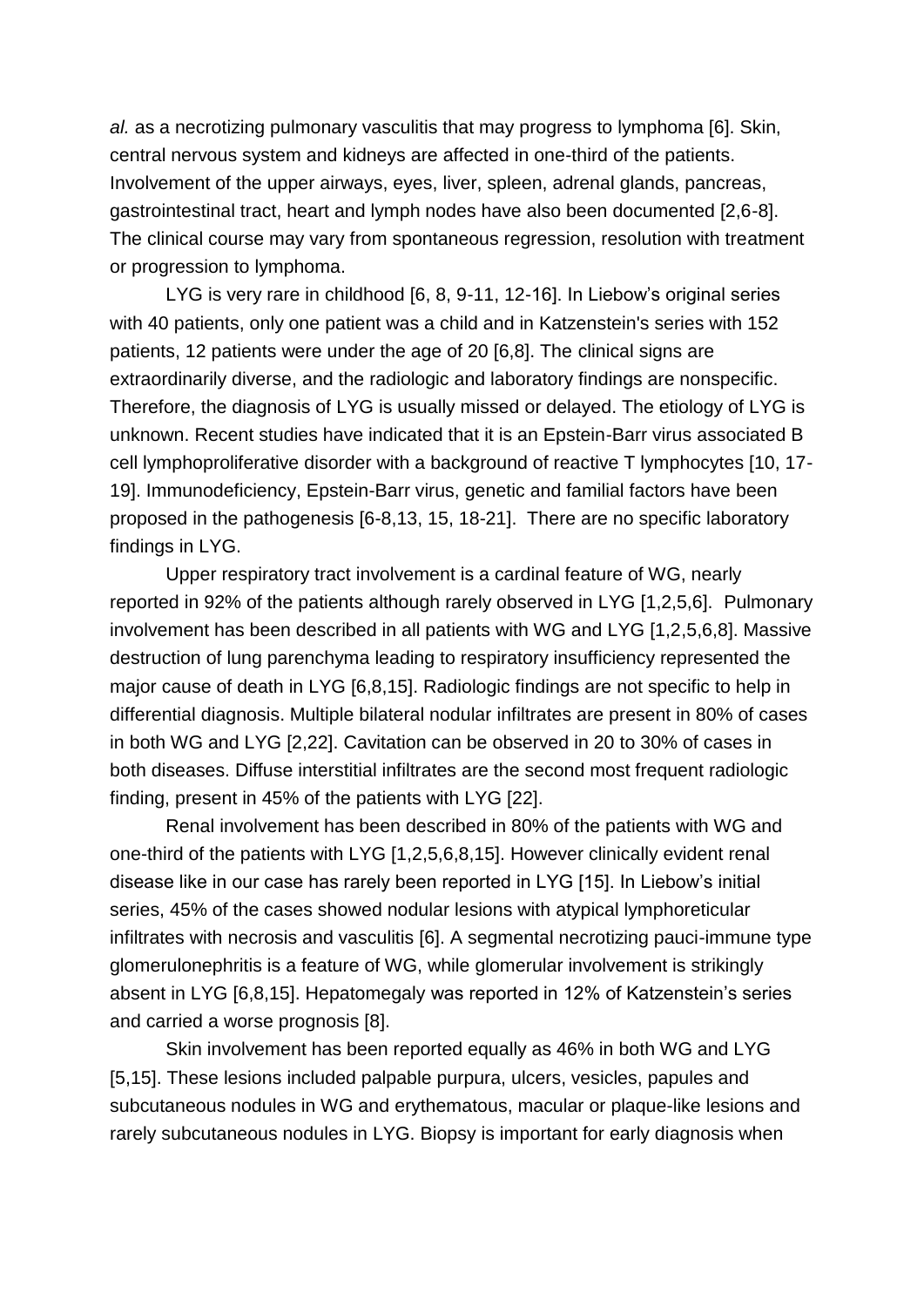*al.* as a necrotizing pulmonary vasculitis that may progress to lymphoma [6]. Skin, central nervous system and kidneys are affected in one-third of the patients. Involvement of the upper airways, eyes, liver, spleen, adrenal glands, pancreas, gastrointestinal tract, heart and lymph nodes have also been documented [2,6-8]. The clinical course may vary from spontaneous regression, resolution with treatment or progression to lymphoma.

LYG is very rare in childhood [6, 8, 9-11, 12-16]. In Liebow's original series with 40 patients, only one patient was a child and in Katzenstein's series with 152 patients, 12 patients were under the age of 20 [6,8]. The clinical signs are extraordinarily diverse, and the radiologic and laboratory findings are nonspecific. Therefore, the diagnosis of LYG is usually missed or delayed. The etiology of LYG is unknown. Recent studies have indicated that it is an Epstein-Barr virus associated B cell lymphoproliferative disorder with a background of reactive T lymphocytes [10, 17-19]. Immunodeficiency, Epstein-Barr virus, genetic and familial factors have been proposed in the pathogenesis [6-8,13, 15, 18-21]. There are no specific laboratory findings in LYG.

Upper respiratory tract involvement is a cardinal feature of WG, nearly reported in 92% of the patients although rarely observed in LYG [1,2,5,6]. Pulmonary involvement has been described in all patients with WG and LYG [1,2,5,6,8]. Massive destruction of lung parenchyma leading to respiratory insufficiency represented the major cause of death in LYG [6,8,15]. Radiologic findings are not specific to help in differential diagnosis. Multiple bilateral nodular infiltrates are present in 80% of cases in both WG and LYG [2,22]. Cavitation can be observed in 20 to 30% of cases in both diseases. Diffuse interstitial infiltrates are the second most frequent radiologic finding, present in 45% of the patients with LYG [22].

Renal involvement has been described in 80% of the patients with WG and one-third of the patients with LYG [1,2,5,6,8,15]. However clinically evident renal disease like in our case has rarely been reported in LYG [15]. In Liebow's initial series, 45% of the cases showed nodular lesions with atypical lymphoreticular infiltrates with necrosis and vasculitis [6]. A segmental necrotizing pauci-immune type glomerulonephritis is a feature of WG, while glomerular involvement is strikingly absent in LYG [6,8,15]. Hepatomegaly was reported in 12% of Katzenstein's series and carried a worse prognosis [8].

Skin involvement has been reported equally as 46% in both WG and LYG [5,15]. These lesions included palpable purpura, ulcers, vesicles, papules and subcutaneous nodules in WG and erythematous, macular or plaque-like lesions and rarely subcutaneous nodules in LYG. Biopsy is important for early diagnosis when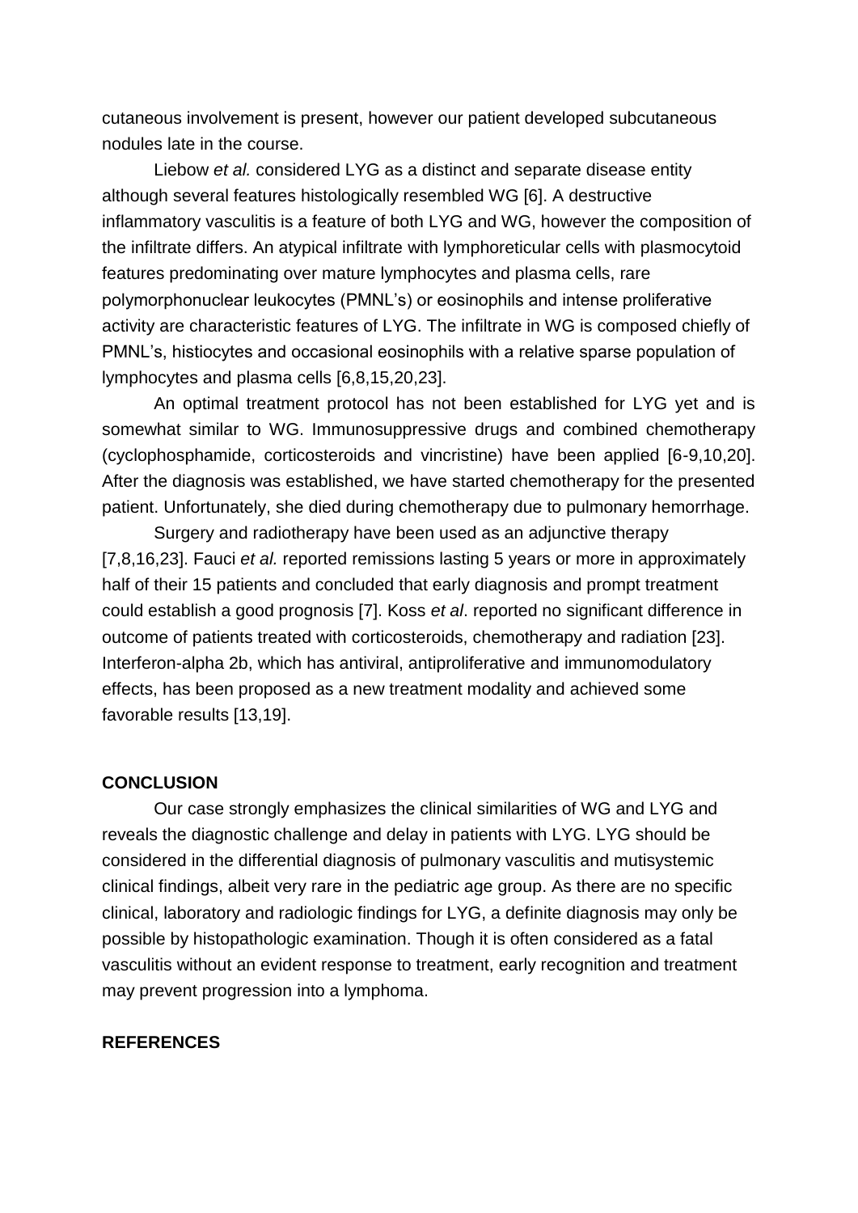cutaneous involvement is present, however our patient developed subcutaneous nodules late in the course.

Liebow *et al.* considered LYG as a distinct and separate disease entity although several features histologically resembled WG [6]. A destructive inflammatory vasculitis is a feature of both LYG and WG, however the composition of the infiltrate differs. An atypical infiltrate with lymphoreticular cells with plasmocytoid features predominating over mature lymphocytes and plasma cells, rare polymorphonuclear leukocytes (PMNL's) or eosinophils and intense proliferative activity are characteristic features of LYG. The infiltrate in WG is composed chiefly of PMNL's, histiocytes and occasional eosinophils with a relative sparse population of lymphocytes and plasma cells [6,8,15,20,23].

An optimal treatment protocol has not been established for LYG yet and is somewhat similar to WG. Immunosuppressive drugs and combined chemotherapy (cyclophosphamide, corticosteroids and vincristine) have been applied [6-9,10,20]. After the diagnosis was established, we have started chemotherapy for the presented patient. Unfortunately, she died during chemotherapy due to pulmonary hemorrhage.

Surgery and radiotherapy have been used as an adjunctive therapy [7,8,16,23]. Fauci *et al.* reported remissions lasting 5 years or more in approximately half of their 15 patients and concluded that early diagnosis and prompt treatment could establish a good prognosis [7]. Koss *et al*. reported no significant difference in outcome of patients treated with corticosteroids, chemotherapy and radiation [23]. Interferon-alpha 2b, which has antiviral, antiproliferative and immunomodulatory effects, has been proposed as a new treatment modality and achieved some favorable results [13,19].

## CONCLUSION

Our case strongly emphasizes the clinical similarities of WG and LYG and reveals the diagnostic challenge and delay in patients with LYG. LYG should be considered in the differential diagnosis of pulmonary vasculitis and mutisystemic clinical findings, albeit very rare in the pediatric age group. As there are no specific clinical, laboratory and radiologic findings for LYG, a definite diagnosis may only be possible by histopathologic examination. Though it is often considered as a fatal vasculitis without an evident response to treatment, early recognition and treatment may prevent progression into a lymphoma.

## REFERENCES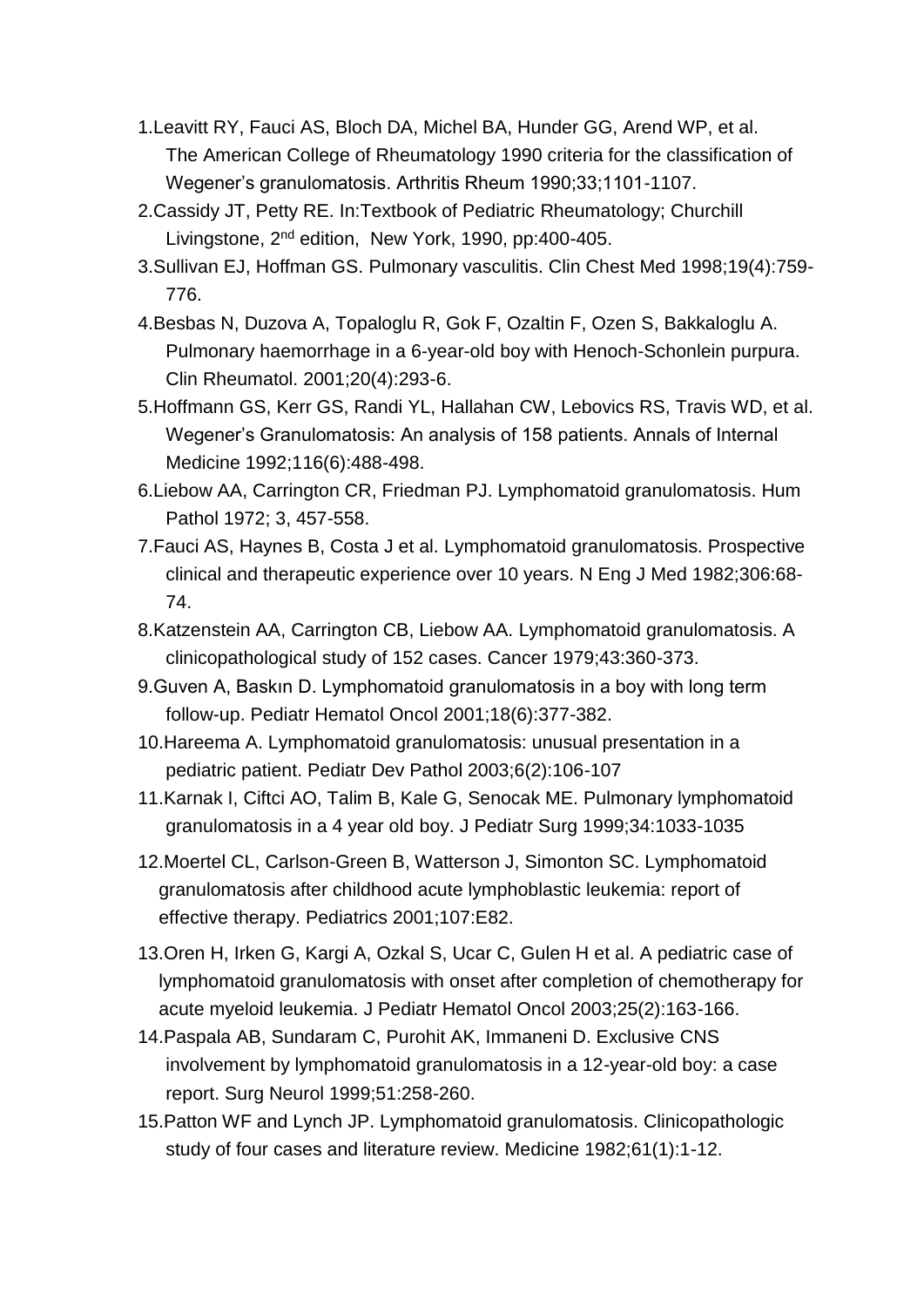1. Leavitt RY, Fauci AS, Bloch DA, Michel BA, Hunder GG, Arend WP, et al. The American College of Rheumatology 1990 criteria for the classification of Wegener's granulomatosis. Arthritis Rheum 1990;33;1101-1107.
2. Cassidy JT, Petty RE. In:Textbook of Pediatric Rheumatology; Churchill Livingstone, 2nd edition, New York, 1990, pp:400-405.
3. Sullivan EJ, Hoffman GS. Pulmonary vasculitis. Clin Chest Med 1998;19(4):759-776.
4. Besbas N, Duzova A, Topaloglu R, Gok F, Ozaltin F, Ozen S, Bakkaloglu A. Pulmonary haemorrhage in a 6-year-old boy with Henoch-Schonlein purpura. Clin Rheumatol. 2001;20(4):293-6.
5. Hoffmann GS, Kerr GS, Randi YL, Hallahan CW, Lebovics RS, Travis WD, et al. Wegener's Granulomatosis: An analysis of 158 patients. Annals of Internal Medicine 1992;116(6):488-498.
6. Liebow AA, Carrington CR, Friedman PJ. Lymphomatoid granulomatosis. Hum Pathol 1972; 3, 457-558.
7. Fauci AS, Haynes B, Costa J et al. Lymphomatoid granulomatosis. Prospective clinical and therapeutic experience over 10 years. N Eng J Med 1982;306:68-74.
8. Katzenstein AA, Carrington CB, Liebow AA. Lymphomatoid granulomatosis. A clinicopathological study of 152 cases. Cancer 1979;43:360-373.
9. Guven A, Baskın D. Lymphomatoid granulomatosis in a boy with long term follow-up. Pediatr Hematol Oncol 2001;18(6):377-382.
10. Hareema A. Lymphomatoid granulomatosis: unusual presentation in a pediatric patient. Pediatr Dev Pathol 2003;6(2):106-107
11. Karnak I, Ciftci AO, Talim B, Kale G, Senocak ME. Pulmonary lymphomatoid granulomatosis in a 4 year old boy. J Pediatr Surg 1999;34:1033-1035
12. Moertel CL, Carlson-Green B, Watterson J, Simonton SC. Lymphomatoid granulomatosis after childhood acute lymphoblastic leukemia: report of effective therapy. Pediatrics 2001;107:E82.
13. Oren H, Irken G, Kargi A, Ozkal S, Ucar C, Gulen H et al. A pediatric case of lymphomatoid granulomatosis with onset after completion of chemotherapy for acute myeloid leukemia. J Pediatr Hematol Oncol 2003;25(2):163-166.
14. Paspala AB, Sundaram C, Purohit AK, Immaneni D. Exclusive CNS involvement by lymphomatoid granulomatosis in a 12-year-old boy: a case report. Surg Neurol 1999;51:258-260.
15. Patton WF and Lynch JP. Lymphomatoid granulomatosis. Clinicopathologic study of four cases and literature review. Medicine 1982;61(1):1-12.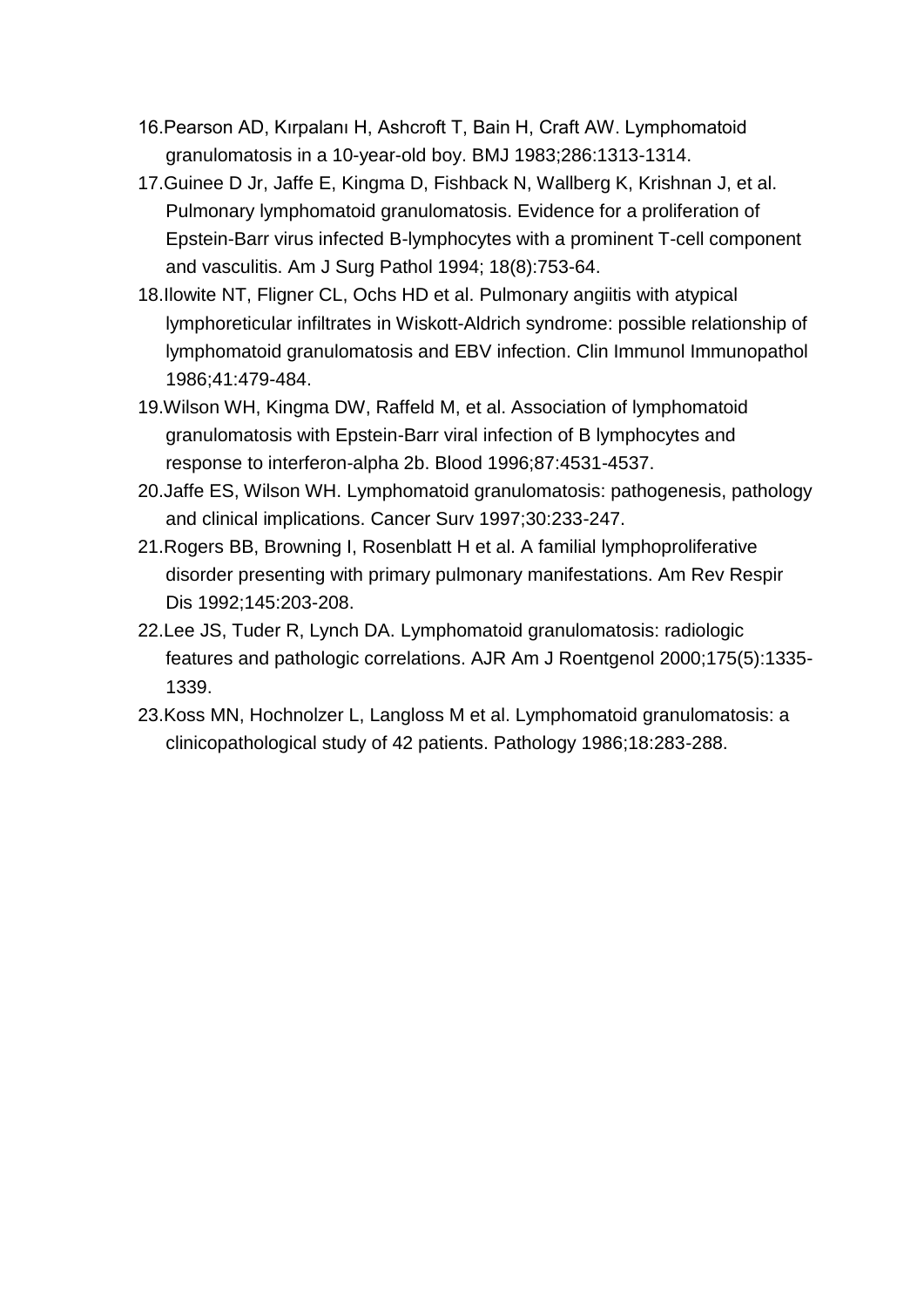16. Pearson AD, Kırpalanı H, Ashcroft T, Bain H, Craft AW. Lymphomatoid granulomatosis in a 10-year-old boy. BMJ 1983;286:1313-1314.
17. Guinee D Jr, Jaffe E, Kingma D, Fishback N, Wallberg K, Krishnan J, et al. Pulmonary lymphomatoid granulomatosis. Evidence for a proliferation of Epstein-Barr virus infected B-lymphocytes with a prominent T-cell component and vasculitis. Am J Surg Pathol 1994; 18(8):753-64.
18. Ilowite NT, Fligner CL, Ochs HD et al. Pulmonary angiitis with atypical lymphoreticular infiltrates in Wiskott-Aldrich syndrome: possible relationship of lymphomatoid granulomatosis and EBV infection. Clin Immunol Immunopathol 1986;41:479-484.
19. Wilson WH, Kingma DW, Raffeld M, et al. Association of lymphomatoid granulomatosis with Epstein-Barr viral infection of B lymphocytes and response to interferon-alpha 2b. Blood 1996;87:4531-4537.
20. Jaffe ES, Wilson WH. Lymphomatoid granulomatosis: pathogenesis, pathology and clinical implications. Cancer Surv 1997;30:233-247.
21. Rogers BB, Browning I, Rosenblatt H et al. A familial lymphoproliferative disorder presenting with primary pulmonary manifestations. Am Rev Respir Dis 1992;145:203-208.
22. Lee JS, Tuder R, Lynch DA. Lymphomatoid granulomatosis: radiologic features and pathologic correlations. AJR Am J Roentgenol 2000;175(5):1335-1339.
23. Koss MN, Hochnolzer L, Langloss M et al. Lymphomatoid granulomatosis: a clinicopathological study of 42 patients. Pathology 1986;18:283-288.